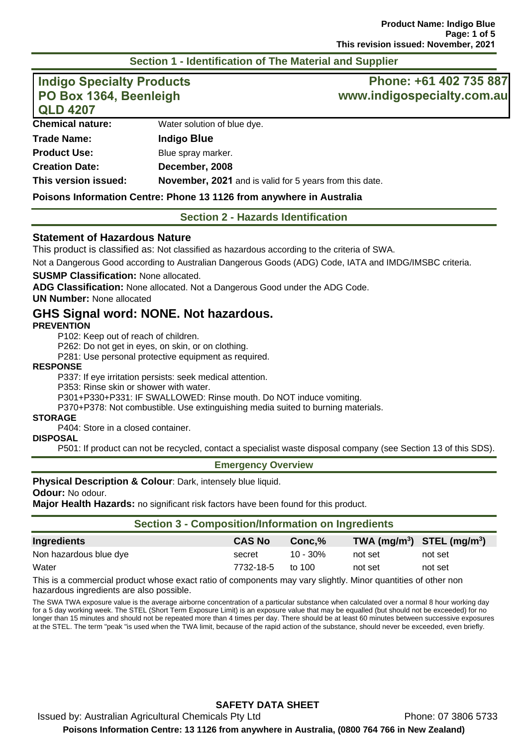## Section 1 - Identification of The Material and Supplier

**Indigo Specialty Products**
**PO Box 1364, Beenleigh**
**QLD 4207**

**Phone: +61 402 735 887**
**www.indigospecialty.com.au**

**Chemical nature:** Water solution of blue dye.

**Trade Name:** **Indigo Blue**

**Product Use:** Blue spray marker.

**Creation Date:** **December, 2008**

**This version issued:** **November, 2021** and is valid for 5 years from this date.

**Poisons Information Centre: Phone 13 1126 from anywhere in Australia**

## Section 2 - Hazards Identification

### Statement of Hazardous Nature

This product is classified as: Not classified as hazardous according to the criteria of SWA.

Not a Dangerous Good according to Australian Dangerous Goods (ADG) Code, IATA and IMDG/IMSBC criteria.

**SUSMP Classification:** None allocated.

**ADG Classification:** None allocated. Not a Dangerous Good under the ADG Code.

**UN Number:** None allocated

## GHS Signal word: NONE. Not hazardous.

**PREVENTION**

P102: Keep out of reach of children.
P262: Do not get in eyes, on skin, or on clothing.
P281: Use personal protective equipment as required.

**RESPONSE**

P337: If eye irritation persists: seek medical attention.
P353: Rinse skin or shower with water.
P301+P330+P331: IF SWALLOWED: Rinse mouth. Do NOT induce vomiting.
P370+P378: Not combustible. Use extinguishing media suited to burning materials.

**STORAGE**

P404: Store in a closed container.

**DISPOSAL**

P501: If product can not be recycled, contact a specialist waste disposal company (see Section 13 of this SDS).

### Emergency Overview

**Physical Description & Colour**: Dark, intensely blue liquid.

**Odour:** No odour.

**Major Health Hazards:** no significant risk factors have been found for this product.

## Section 3 - Composition/Information on Ingredients

| Ingredients | CAS No | Conc,% | TWA ($mg/m^3$) | STEL ($mg/m^3$) |
|---|---|---|---|---|
| Non hazardous blue dye | secret | 10 - 30% | not set | not set |
| Water | 7732-18-5 | to 100 | not set | not set |

This is a commercial product whose exact ratio of components may vary slightly. Minor quantities of other non hazardous ingredients are also possible.

The SWA TWA exposure value is the average airborne concentration of a particular substance when calculated over a normal 8 hour working day for a 5 day working week. The STEL (Short Term Exposure Limit) is an exposure value that may be equalled (but should not be exceeded) for no longer than 15 minutes and should not be repeated more than 4 times per day. There should be at least 60 minutes between successive exposures at the STEL. The term "peak "is used when the TWA limit, because of the rapid action of the substance, should never be exceeded, even briefly.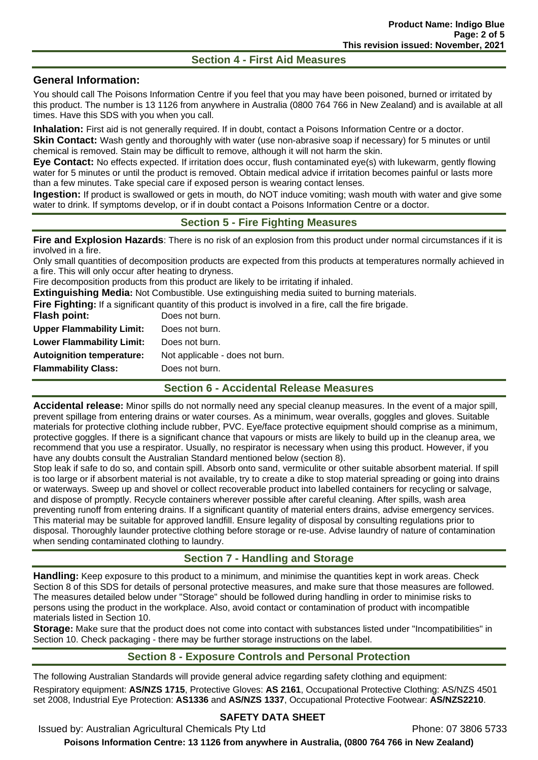## Section 4 - First Aid Measures

### General Information:

You should call The Poisons Information Centre if you feel that you may have been poisoned, burned or irritated by this product. The number is 13 1126 from anywhere in Australia (0800 764 766 in New Zealand) and is available at all times. Have this SDS with you when you call.

**Inhalation:** First aid is not generally required. If in doubt, contact a Poisons Information Centre or a doctor.

**Skin Contact:** Wash gently and thoroughly with water (use non-abrasive soap if necessary) for 5 minutes or until chemical is removed. Stain may be difficult to remove, although it will not harm the skin.

**Eye Contact:** No effects expected. If irritation does occur, flush contaminated eye(s) with lukewarm, gently flowing water for 5 minutes or until the product is removed. Obtain medical advice if irritation becomes painful or lasts more than a few minutes. Take special care if exposed person is wearing contact lenses.

**Ingestion:** If product is swallowed or gets in mouth, do NOT induce vomiting; wash mouth with water and give some water to drink. If symptoms develop, or if in doubt contact a Poisons Information Centre or a doctor.

## Section 5 - Fire Fighting Measures

**Fire and Explosion Hazards**: There is no risk of an explosion from this product under normal circumstances if it is involved in a fire.

Only small quantities of decomposition products are expected from this products at temperatures normally achieved in a fire. This will only occur after heating to dryness.

Fire decomposition products from this product are likely to be irritating if inhaled.

**Extinguishing Media:** Not Combustible. Use extinguishing media suited to burning materials.

**Fire Fighting:** If a significant quantity of this product is involved in a fire, call the fire brigade.

| | |
|---|---|
| **Flash point:** | Does not burn. |
| **Upper Flammability Limit:** | Does not burn. |
| **Lower Flammability Limit:** | Does not burn. |
| **Autoignition temperature:** | Not applicable - does not burn. |
| **Flammability Class:** | Does not burn. |

## Section 6 - Accidental Release Measures

**Accidental release:** Minor spills do not normally need any special cleanup measures. In the event of a major spill, prevent spillage from entering drains or water courses. As a minimum, wear overalls, goggles and gloves. Suitable materials for protective clothing include rubber, PVC. Eye/face protective equipment should comprise as a minimum, protective goggles. If there is a significant chance that vapours or mists are likely to build up in the cleanup area, we recommend that you use a respirator. Usually, no respirator is necessary when using this product. However, if you have any doubts consult the Australian Standard mentioned below (section 8).

Stop leak if safe to do so, and contain spill. Absorb onto sand, vermiculite or other suitable absorbent material. If spill is too large or if absorbent material is not available, try to create a dike to stop material spreading or going into drains or waterways. Sweep up and shovel or collect recoverable product into labelled containers for recycling or salvage, and dispose of promptly. Recycle containers wherever possible after careful cleaning. After spills, wash area preventing runoff from entering drains. If a significant quantity of material enters drains, advise emergency services. This material may be suitable for approved landfill. Ensure legality of disposal by consulting regulations prior to disposal. Thoroughly launder protective clothing before storage or re-use. Advise laundry of nature of contamination when sending contaminated clothing to laundry.

## Section 7 - Handling and Storage

**Handling:** Keep exposure to this product to a minimum, and minimise the quantities kept in work areas. Check Section 8 of this SDS for details of personal protective measures, and make sure that those measures are followed. The measures detailed below under "Storage" should be followed during handling in order to minimise risks to persons using the product in the workplace. Also, avoid contact or contamination of product with incompatible materials listed in Section 10.

**Storage:** Make sure that the product does not come into contact with substances listed under "Incompatibilities" in Section 10. Check packaging - there may be further storage instructions on the label.

## Section 8 - Exposure Controls and Personal Protection

The following Australian Standards will provide general advice regarding safety clothing and equipment:

Respiratory equipment: **AS/NZS 1715**, Protective Gloves: **AS 2161**, Occupational Protective Clothing: AS/NZS 4501 set 2008, Industrial Eye Protection: **AS1336** and **AS/NZS 1337**, Occupational Protective Footwear: **AS/NZS2210**.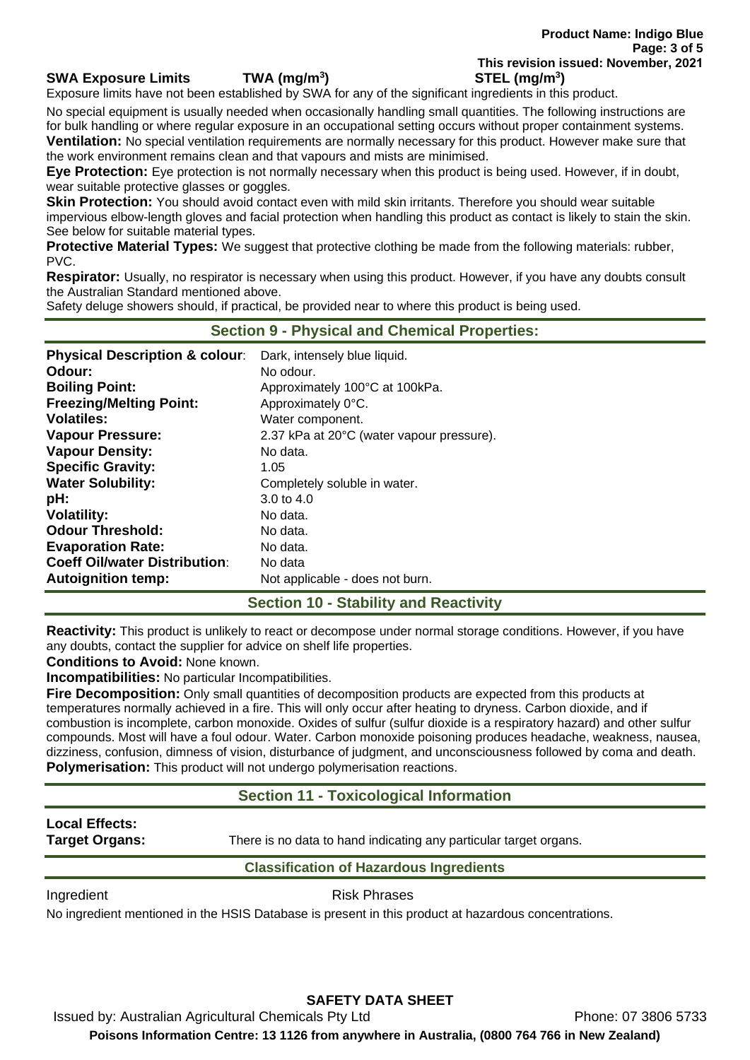**SWA Exposure Limits** | **TWA ($mg/m^3$)** | **STEL ($mg/m^3$)**

Exposure limits have not been established by SWA for any of the significant ingredients in this product.

No special equipment is usually needed when occasionally handling small quantities. The following instructions are for bulk handling or where regular exposure in an occupational setting occurs without proper containment systems.

**Ventilation:** No special ventilation requirements are normally necessary for this product. However make sure that the work environment remains clean and that vapours and mists are minimised.

**Eye Protection:** Eye protection is not normally necessary when this product is being used. However, if in doubt, wear suitable protective glasses or goggles.

**Skin Protection:** You should avoid contact even with mild skin irritants. Therefore you should wear suitable impervious elbow-length gloves and facial protection when handling this product as contact is likely to stain the skin. See below for suitable material types.

**Protective Material Types:** We suggest that protective clothing be made from the following materials: rubber, PVC.

**Respirator:** Usually, no respirator is necessary when using this product. However, if you have any doubts consult the Australian Standard mentioned above.

Safety deluge showers should, if practical, be provided near to where this product is being used.

## Section 9 - Physical and Chemical Properties:

| | |
|---|---|
| **Physical Description & colour**: | Dark, intensely blue liquid. |
| **Odour:** | No odour. |
| **Boiling Point:** | Approximately 100°C at 100kPa. |
| **Freezing/Melting Point:** | Approximately 0°C. |
| **Volatiles:** | Water component. |
| **Vapour Pressure:** | 2.37 kPa at 20°C (water vapour pressure). |
| **Vapour Density:** | No data. |
| **Specific Gravity:** | 1.05 |
| **Water Solubility:** | Completely soluble in water. |
| **pH:** | 3.0 to 4.0 |
| **Volatility:** | No data. |
| **Odour Threshold:** | No data. |
| **Evaporation Rate:** | No data. |
| **Coeff Oil/water Distribution**: | No data |
| **Autoignition temp:** | Not applicable - does not burn. |

## Section 10 - Stability and Reactivity

**Reactivity:** This product is unlikely to react or decompose under normal storage conditions. However, if you have any doubts, contact the supplier for advice on shelf life properties.

**Conditions to Avoid:** None known.

**Incompatibilities:** No particular Incompatibilities.

**Fire Decomposition:** Only small quantities of decomposition products are expected from this products at temperatures normally achieved in a fire. This will only occur after heating to dryness. Carbon dioxide, and if combustion is incomplete, carbon monoxide. Oxides of sulfur (sulfur dioxide is a respiratory hazard) and other sulfur compounds. Most will have a foul odour. Water. Carbon monoxide poisoning produces headache, weakness, nausea, dizziness, confusion, dimness of vision, disturbance of judgment, and unconsciousness followed by coma and death.

**Polymerisation:** This product will not undergo polymerisation reactions.

## Section 11 - Toxicological Information

**Local Effects:**

**Target Organs:** There is no data to hand indicating any particular target organs.

### Classification of Hazardous Ingredients

| Ingredient | Risk Phrases |
|---|---|

No ingredient mentioned in the HSIS Database is present in this product at hazardous concentrations.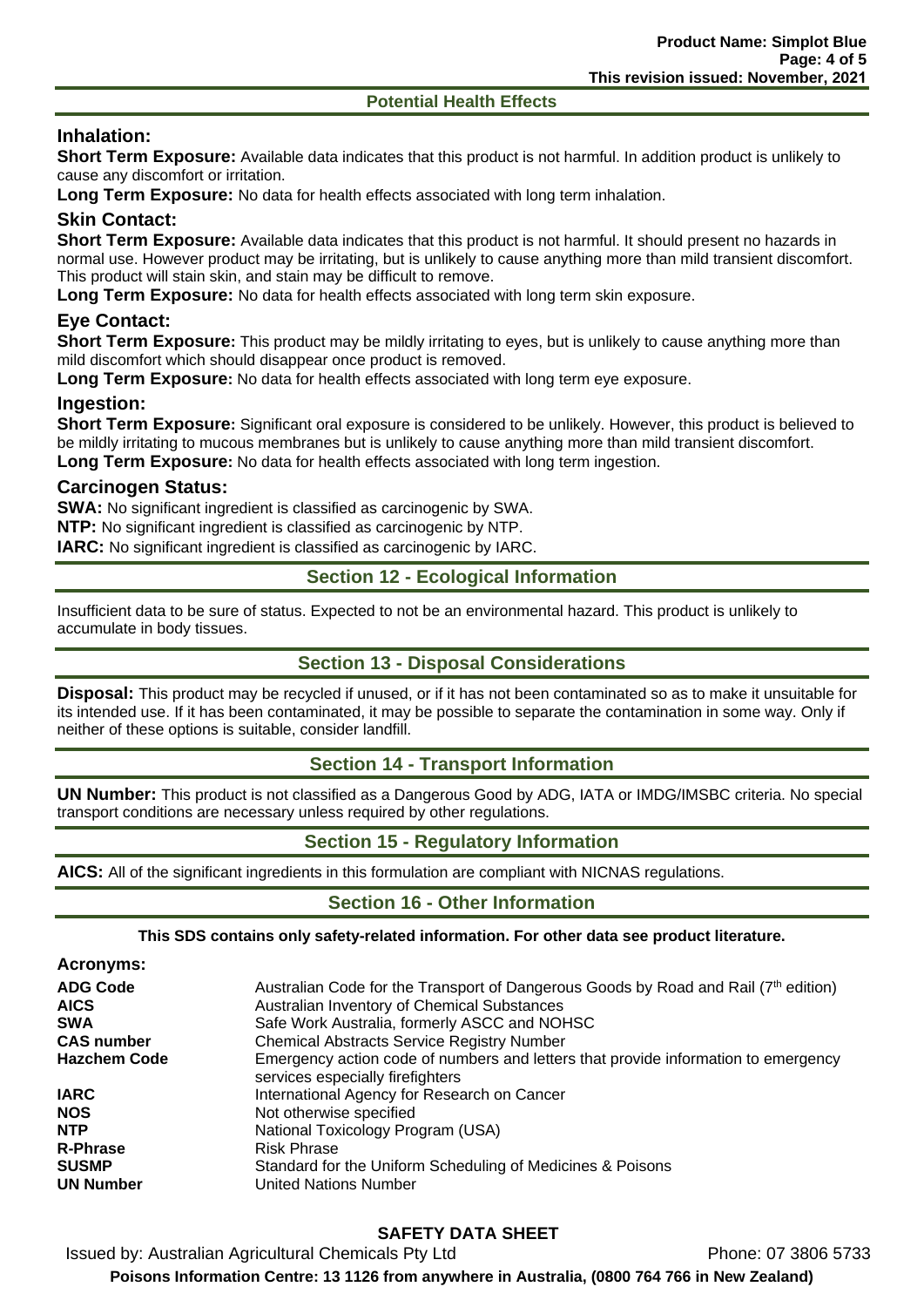## Potential Health Effects

### Inhalation:

**Short Term Exposure:** Available data indicates that this product is not harmful. In addition product is unlikely to cause any discomfort or irritation.

**Long Term Exposure:** No data for health effects associated with long term inhalation.

### Skin Contact:

**Short Term Exposure:** Available data indicates that this product is not harmful. It should present no hazards in normal use. However product may be irritating, but is unlikely to cause anything more than mild transient discomfort. This product will stain skin, and stain may be difficult to remove.

**Long Term Exposure:** No data for health effects associated with long term skin exposure.

### Eye Contact:

**Short Term Exposure:** This product may be mildly irritating to eyes, but is unlikely to cause anything more than mild discomfort which should disappear once product is removed.

**Long Term Exposure:** No data for health effects associated with long term eye exposure.

### Ingestion:

**Short Term Exposure:** Significant oral exposure is considered to be unlikely. However, this product is believed to be mildly irritating to mucous membranes but is unlikely to cause anything more than mild transient discomfort.

**Long Term Exposure:** No data for health effects associated with long term ingestion.

### Carcinogen Status:

**SWA:** No significant ingredient is classified as carcinogenic by SWA.

**NTP:** No significant ingredient is classified as carcinogenic by NTP.

**IARC:** No significant ingredient is classified as carcinogenic by IARC.

## Section 12 - Ecological Information

Insufficient data to be sure of status. Expected to not be an environmental hazard. This product is unlikely to accumulate in body tissues.

## Section 13 - Disposal Considerations

**Disposal:** This product may be recycled if unused, or if it has not been contaminated so as to make it unsuitable for its intended use. If it has been contaminated, it may be possible to separate the contamination in some way. Only if neither of these options is suitable, consider landfill.

## Section 14 - Transport Information

**UN Number:** This product is not classified as a Dangerous Good by ADG, IATA or IMDG/IMSBC criteria. No special transport conditions are necessary unless required by other regulations.

## Section 15 - Regulatory Information

**AICS:** All of the significant ingredients in this formulation are compliant with NICNAS regulations.

## Section 16 - Other Information

**This SDS contains only safety-related information. For other data see product literature.**

### Acronyms:

| | |
|---|---|
| **ADG Code** | Australian Code for the Transport of Dangerous Goods by Road and Rail (7th edition) |
| **AICS** | Australian Inventory of Chemical Substances |
| **SWA** | Safe Work Australia, formerly ASCC and NOHSC |
| **CAS number** | Chemical Abstracts Service Registry Number |
| **Hazchem Code** | Emergency action code of numbers and letters that provide information to emergency services especially firefighters |
| **IARC** | International Agency for Research on Cancer |
| **NOS** | Not otherwise specified |
| **NTP** | National Toxicology Program (USA) |
| **R-Phrase** | Risk Phrase |
| **SUSMP** | Standard for the Uniform Scheduling of Medicines & Poisons |
| **UN Number** | United Nations Number |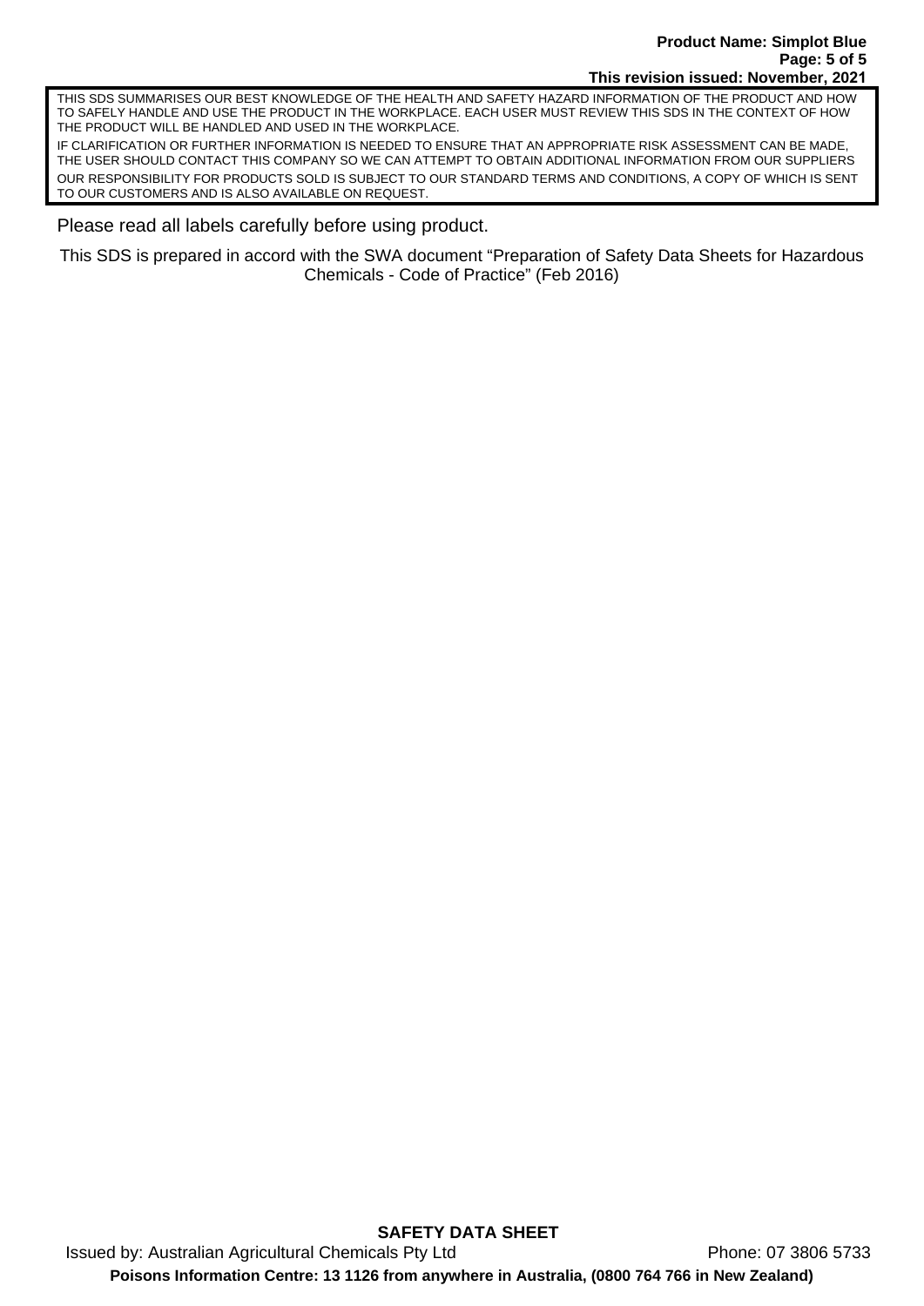THIS SDS SUMMARISES OUR BEST KNOWLEDGE OF THE HEALTH AND SAFETY HAZARD INFORMATION OF THE PRODUCT AND HOW TO SAFELY HANDLE AND USE THE PRODUCT IN THE WORKPLACE. EACH USER MUST REVIEW THIS SDS IN THE CONTEXT OF HOW THE PRODUCT WILL BE HANDLED AND USED IN THE WORKPLACE.

IF CLARIFICATION OR FURTHER INFORMATION IS NEEDED TO ENSURE THAT AN APPROPRIATE RISK ASSESSMENT CAN BE MADE, THE USER SHOULD CONTACT THIS COMPANY SO WE CAN ATTEMPT TO OBTAIN ADDITIONAL INFORMATION FROM OUR SUPPLIERS

OUR RESPONSIBILITY FOR PRODUCTS SOLD IS SUBJECT TO OUR STANDARD TERMS AND CONDITIONS, A COPY OF WHICH IS SENT TO OUR CUSTOMERS AND IS ALSO AVAILABLE ON REQUEST.

Please read all labels carefully before using product.

This SDS is prepared in accord with the SWA document "Preparation of Safety Data Sheets for Hazardous Chemicals - Code of Practice" (Feb 2016)